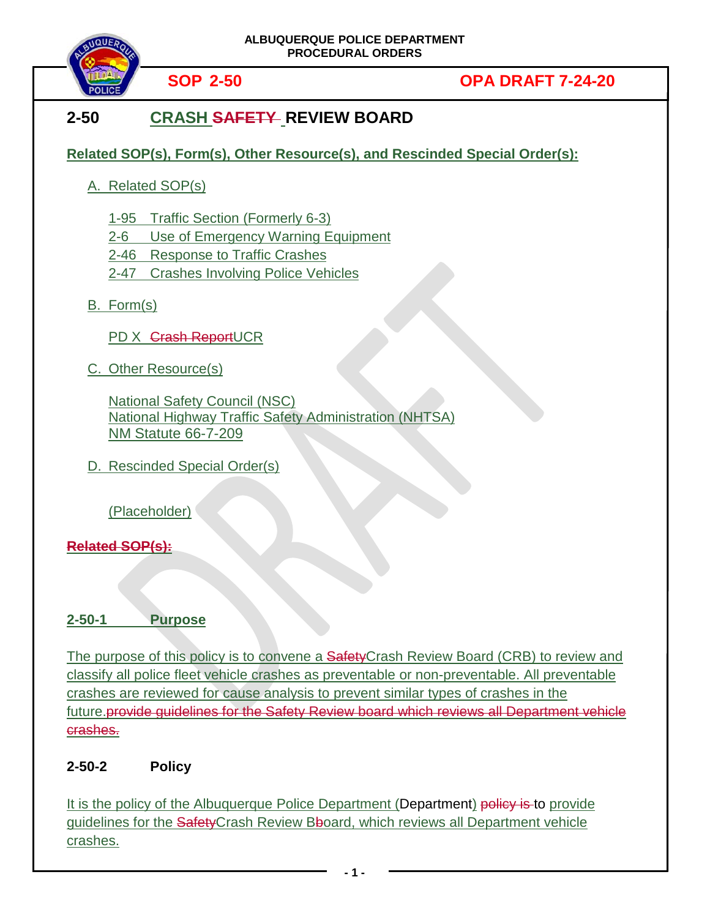ALBUQUERQUE POLICE DEPARTMENT
PROCEDURAL ORDERS

**SOP 2-50** **OPA DRAFT 7-24-20**

# 2-50 CRASH ~~SAFETY~~ REVIEW BOARD

**Related SOP(s), Form(s), Other Resource(s), and Rescinded Special Order(s):**

A. Related SOP(s)

- 1-95 Traffic Section (Formerly 6-3)
- 2-6 Use of Emergency Warning Equipment
- 2-46 Response to Traffic Crashes
- 2-47 Crashes Involving Police Vehicles

B. Form(s)

PD X ~~Crash Report~~UCR

C. Other Resource(s)

National Safety Council (NSC)
National Highway Traffic Safety Administration (NHTSA)
NM Statute 66-7-209

D. Rescinded Special Order(s)

(Placeholder)

~~**Related SOP(s):**~~

## 2-50-1 Purpose

The purpose of this policy is to convene a ~~Safety~~Crash Review Board (CRB) to review and classify all police fleet vehicle crashes as preventable or non-preventable. All preventable crashes are reviewed for cause analysis to prevent similar types of crashes in the future.~~provide guidelines for the Safety Review board which reviews all Department vehicle crashes.~~

## 2-50-2 Policy

It is the policy of the Albuquerque Police Department (Department) ~~policy is~~ to provide guidelines for the ~~Safety~~Crash Review B~~b~~oard, which reviews all Department vehicle crashes.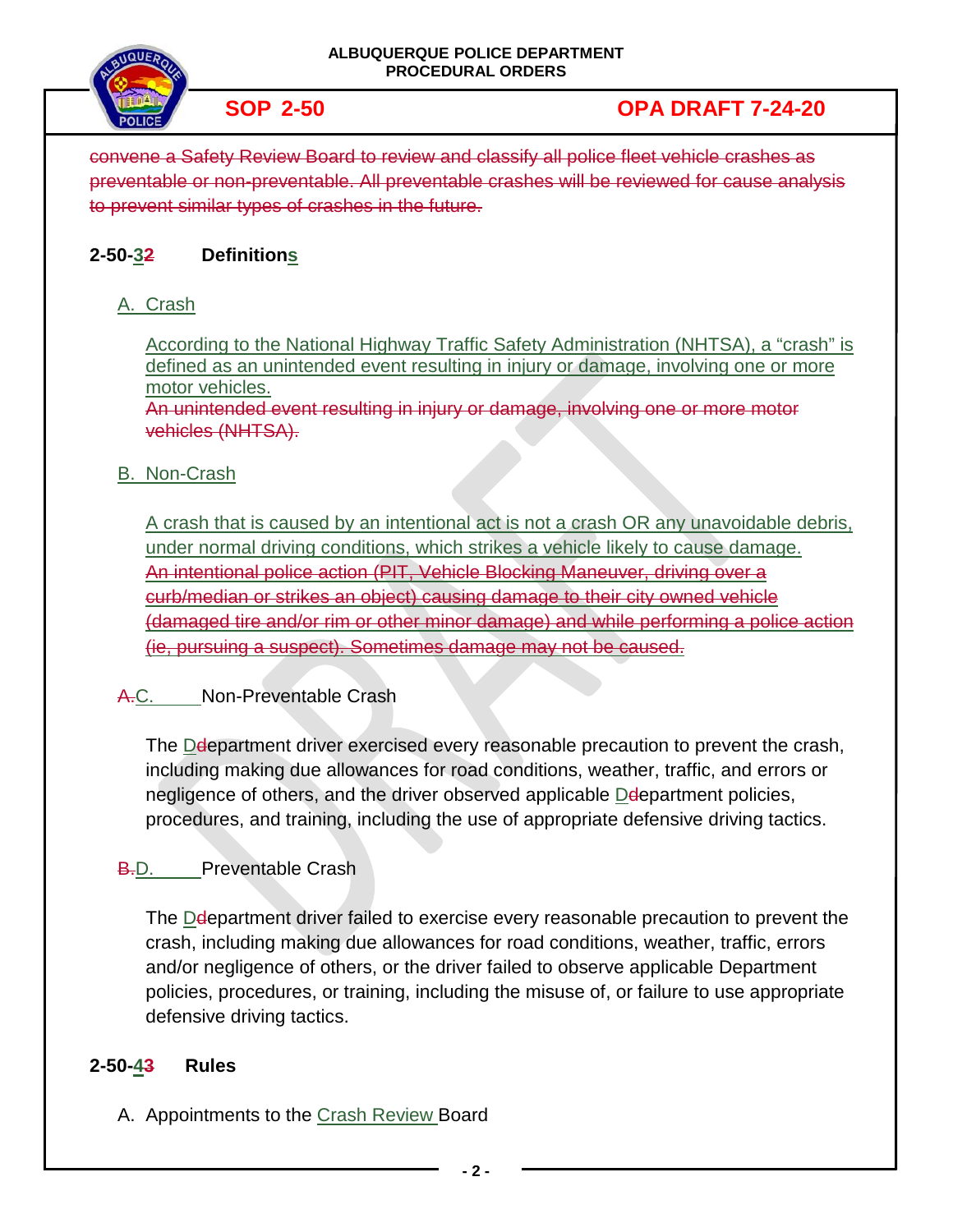~~convene a Safety Review Board to review and classify all police fleet vehicle crashes as preventable or non-preventable. All preventable crashes will be reviewed for cause analysis to prevent similar types of crashes in the future.~~

## 2-50-3~~2~~ Definitions

A. Crash

According to the National Highway Traffic Safety Administration (NHTSA), a "crash" is defined as an unintended event resulting in injury or damage, involving one or more motor vehicles.
~~An unintended event resulting in injury or damage, involving one or more motor vehicles (NHTSA).~~

B. Non-Crash

A crash that is caused by an intentional act is not a crash OR any unavoidable debris, under normal driving conditions, which strikes a vehicle likely to cause damage.
~~An intentional police action (PIT, Vehicle Blocking Maneuver, driving over a curb/median or strikes an object) causing damage to their city owned vehicle (damaged tire and/or rim or other minor damage) and while performing a police action (ie, pursuing a suspect). Sometimes damage may not be caused.~~

~~A.~~C. Non-Preventable Crash

The D~~d~~epartment driver exercised every reasonable precaution to prevent the crash, including making due allowances for road conditions, weather, traffic, and errors or negligence of others, and the driver observed applicable D~~d~~epartment policies, procedures, and training, including the use of appropriate defensive driving tactics.

~~B.~~D. Preventable Crash

The D~~d~~epartment driver failed to exercise every reasonable precaution to prevent the crash, including making due allowances for road conditions, weather, traffic, errors and/or negligence of others, or the driver failed to observe applicable Department policies, procedures, or training, including the misuse of, or failure to use appropriate defensive driving tactics.

## 2-50-4~~3~~ Rules

A. Appointments to the Crash Review Board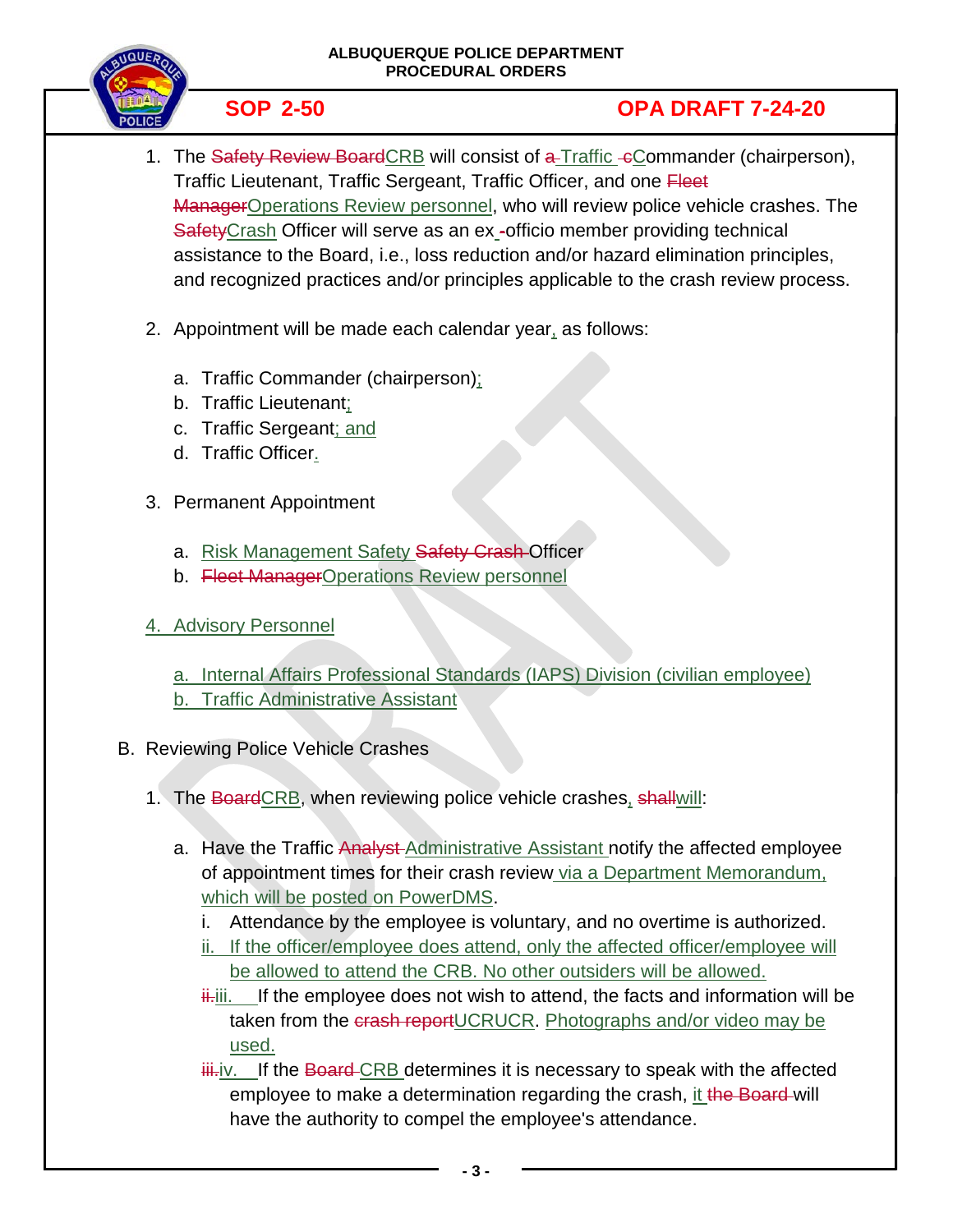1. The ~~Safety Review Board~~CRB will consist of ~~a~~ Traffic ~~c~~Commander (chairperson), Traffic Lieutenant, Traffic Sergeant, Traffic Officer, and one ~~Fleet Manager~~Operations Review personnel, who will review police vehicle crashes. The ~~Safety~~Crash Officer will serve as an ex-officio member providing technical assistance to the Board, i.e., loss reduction and/or hazard elimination principles, and recognized practices and/or principles applicable to the crash review process.

2. Appointment will be made each calendar year, as follows:

   a. Traffic Commander (chairperson);
   b. Traffic Lieutenant;
   c. Traffic Sergeant; and
   d. Traffic Officer.

3. Permanent Appointment

   a. Risk Management Safety ~~Safety Crash~~ Officer
   b. ~~Fleet Manager~~Operations Review personnel

4. Advisory Personnel

   a. Internal Affairs Professional Standards (IAPS) Division (civilian employee)
   b. Traffic Administrative Assistant

B. Reviewing Police Vehicle Crashes

1. The ~~Board~~CRB, when reviewing police vehicle crashes, ~~shall~~will:

   a. Have the Traffic ~~Analyst~~ Administrative Assistant notify the affected employee of appointment times for their crash review via a Department Memorandum, which will be posted on PowerDMS.

      i. Attendance by the employee is voluntary, and no overtime is authorized.
      ii. If the officer/employee does attend, only the affected officer/employee will be allowed to attend the CRB. No other outsiders will be allowed.
      ~~ii.~~iii. If the employee does not wish to attend, the facts and information will be taken from the ~~crash report~~UCRUCR. Photographs and/or video may be used.
      ~~iii.~~iv. If the ~~Board~~ CRB determines it is necessary to speak with the affected employee to make a determination regarding the crash, it ~~the Board~~ will have the authority to compel the employee's attendance.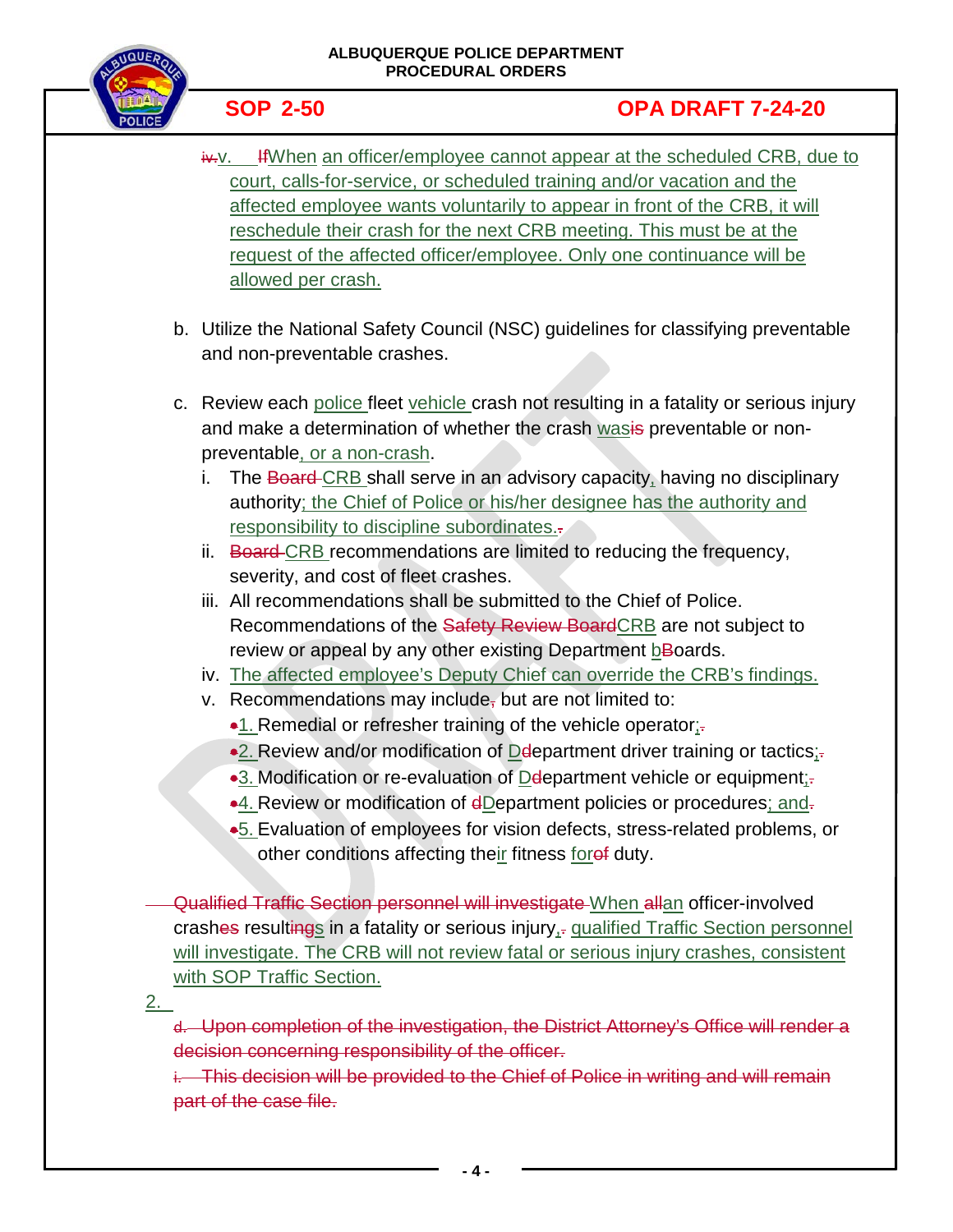~~iv.~~v. ~~If~~When an officer/employee cannot appear at the scheduled CRB, due to court, calls-for-service, or scheduled training and/or vacation and the affected employee wants voluntarily to appear in front of the CRB, it will reschedule their crash for the next CRB meeting. This must be at the request of the affected officer/employee. Only one continuance will be allowed per crash.

b. Utilize the National Safety Council (NSC) guidelines for classifying preventable and non-preventable crashes.

c. Review each police fleet vehicle crash not resulting in a fatality or serious injury and make a determination of whether the crash was~~is~~ preventable or non-preventable, or a non-crash.

   i. The ~~Board~~ CRB shall serve in an advisory capacity, having no disciplinary authority; the Chief of Police or his/her designee has the authority and responsibility to discipline subordinates.~~.~~

   ii. ~~Board~~ CRB recommendations are limited to reducing the frequency, severity, and cost of fleet crashes.

   iii. All recommendations shall be submitted to the Chief of Police. Recommendations of the ~~Safety Review Board~~CRB are not subject to review or appeal by any other existing Department b~~B~~oards.

   iv. The affected employee's Deputy Chief can override the CRB's findings.

   v. Recommendations may include~~,~~ but are not limited to:

      1. Remedial or refresher training of the vehicle operator;~~.~~
      2. Review and/or modification of D~~d~~epartment driver training or tactics;~~.~~
      3. Modification or re-evaluation of D~~d~~epartment vehicle or equipment;~~.~~
      4. Review or modification of ~~d~~Department policies or procedures; and~~.~~
      5. Evaluation of employees for vision defects, stress-related problems, or other conditions affecting their fitness for~~of~~ duty.

~~Qualified Traffic Section personnel will investigate~~ When ~~all~~an officer-involved crash~~es~~ result~~ing~~s in a fatality or serious injury,~~.~~ qualified Traffic Section personnel will investigate. The CRB will not review fatal or serious injury crashes, consistent with SOP Traffic Section.

2.

~~d. Upon completion of the investigation, the District Attorney's Office will render a decision concerning responsibility of the officer.~~

~~i. This decision will be provided to the Chief of Police in writing and will remain part of the case file.~~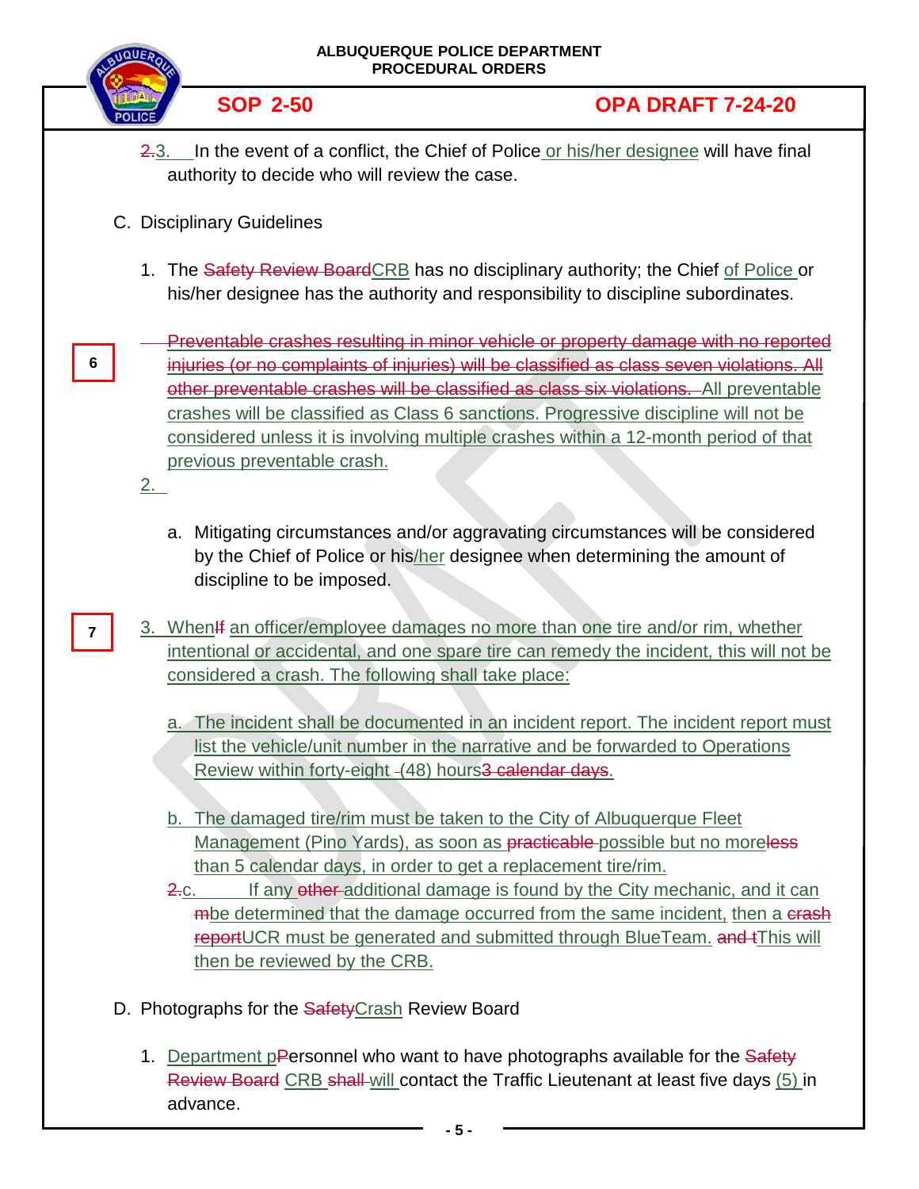2.3. In the event of a conflict, the Chief of Police or his/her designee will have final authority to decide who will review the case.

C. Disciplinary Guidelines

1. The Safety Review BoardCRB has no disciplinary authority; the Chief of Police or his/her designee has the authority and responsibility to discipline subordinates.

6

Preventable crashes resulting in minor vehicle or property damage with no reported injuries (or no complaints of injuries) will be classified as class seven violations. All other preventable crashes will be classified as class six violations. All preventable crashes will be classified as Class 6 sanctions. Progressive discipline will not be considered unless it is involving multiple crashes within a 12-month period of that previous preventable crash.

2.

a. Mitigating circumstances and/or aggravating circumstances will be considered by the Chief of Police or his/her designee when determining the amount of discipline to be imposed.

7

3. WhenIf an officer/employee damages no more than one tire and/or rim, whether intentional or accidental, and one spare tire can remedy the incident, this will not be considered a crash. The following shall take place:

a. The incident shall be documented in an incident report. The incident report must list the vehicle/unit number in the narrative and be forwarded to Operations Review within forty-eight -(48) hours3 calendar days.

b. The damaged tire/rim must be taken to the City of Albuquerque Fleet Management (Pino Yards), as soon as practicable possible but no moreless than 5 calendar days, in order to get a replacement tire/rim.

2.c. If any other additional damage is found by the City mechanic, and it can mbe determined that the damage occurred from the same incident, then a crash reportUCR must be generated and submitted through BlueTeam. and tThis will then be reviewed by the CRB.

D. Photographs for the SafetyCrash Review Board

1. Department pPersonnel who want to have photographs available for the Safety Review Board CRB shall will contact the Traffic Lieutenant at least five days (5) in advance.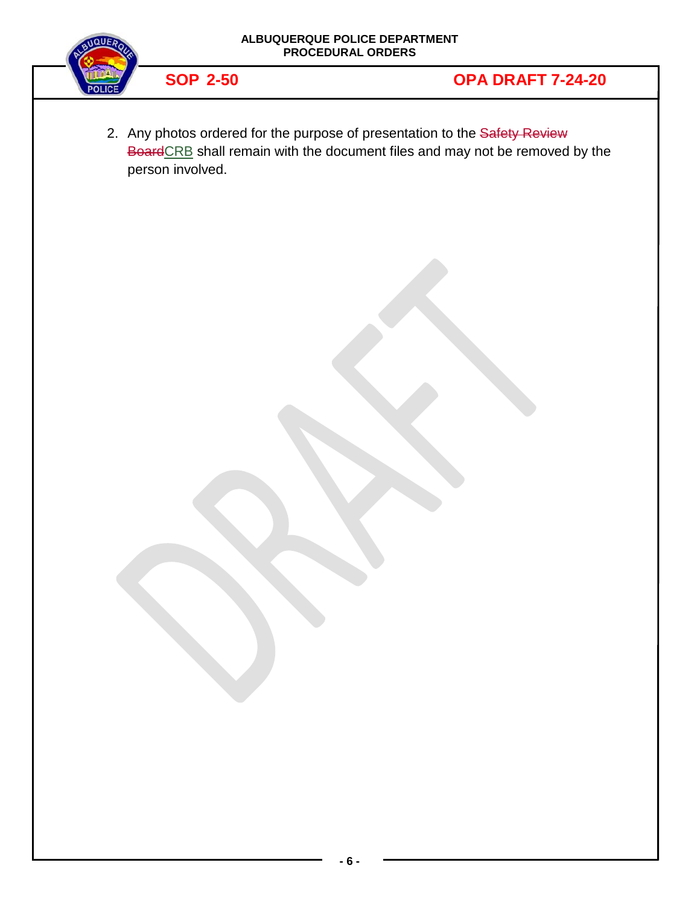2. Any photos ordered for the purpose of presentation to the ~~Safety Review Board~~CRB shall remain with the document files and may not be removed by the person involved.